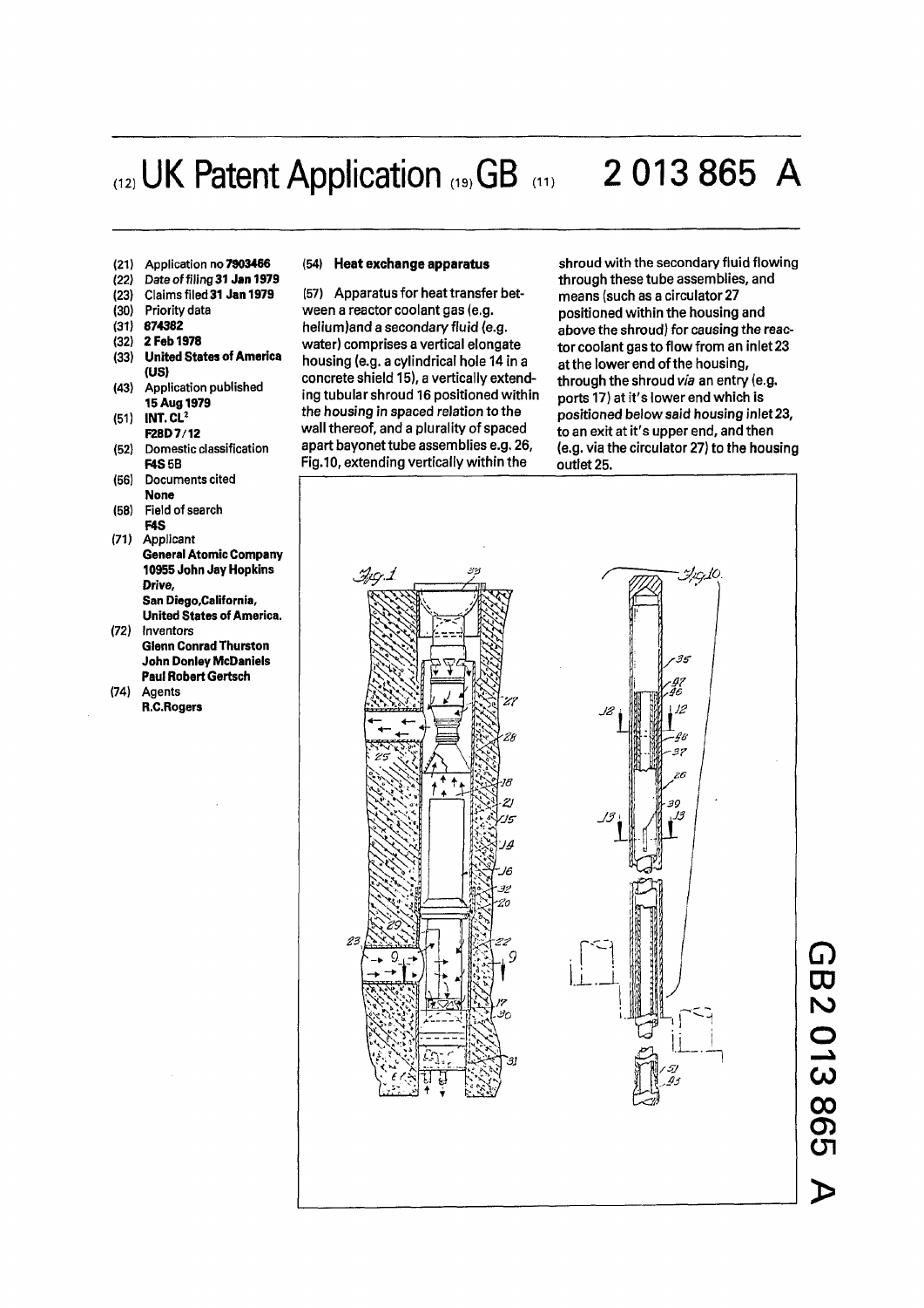# (12) UK Patent Application (19) GB (11) 2 013 865 A

(21) Application no **7903466**

(22) Date of filing **31 Jan 1979**

(23) Claims filed **31 Jan 1979**

(30) Priority data

(31) **874382**

(32) **2 Feb 1978**

(33) **United States of America (US)**

(43) Application published **15 Aug 1979**

(51) INT. CL[2] **F28D 7/12**

(52) Domestic classification **F4S 5B**

(56) Documents cited **None**

(58) Field of search **F4S**

(71) Applicant **General Atomic Company 10955 John Jay Hopkins Drive, San Diego, California, United States of America.**

(72) Inventors **Glenn Conrad Thurston John Donley McDaniels Paul Robert Gertsch**

(74) Agents **R.C.Rogers**

## (54) Heat exchange apparatus

(57) Apparatus for heat transfer between a reactor coolant gas (e.g. helium)and a secondary fluid (e.g. water) comprises a vertical elongate housing (e.g. a cylindrical hole 14 in a concrete shield 15), a vertically extending tubular shroud 16 positioned within the housing in spaced relation to the wall thereof, and a plurality of spaced apart bayonet tube assemblies e.g. 26, Fig.10, extending vertically within the shroud with the secondary fluid flowing through these tube assemblies, and means (such as a circulator 27 positioned within the housing and above the shroud) for causing the reactor coolant gas to flow from an inlet 23 at the lower end of the housing, through the shroud *via* an entry (e.g. ports 17) at it's lower end which is positioned below said housing inlet 23, to an exit at it's upper end, and then (e.g. via the circulator 27) to the housing outlet 25.

GB 2 013 865 A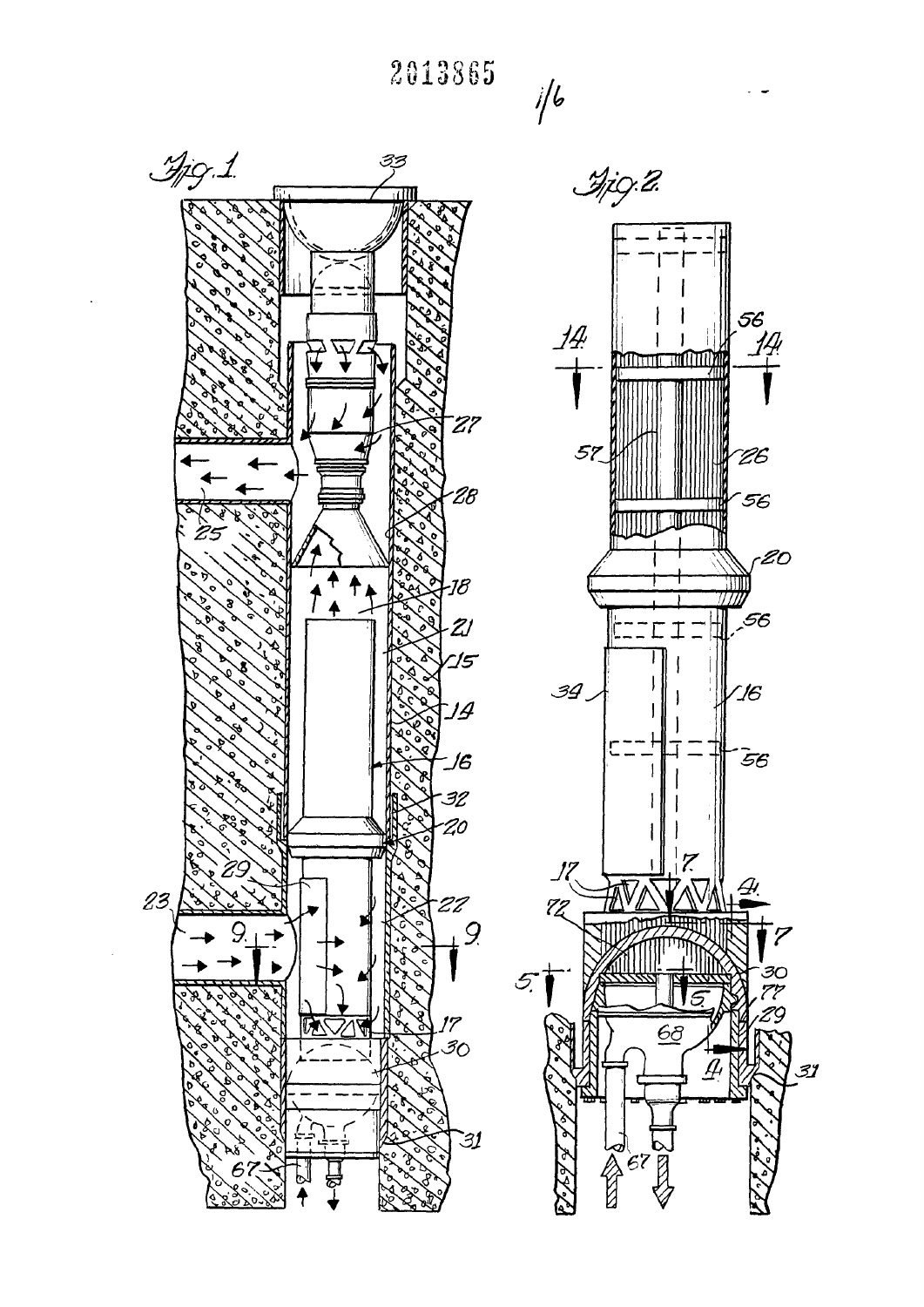Fig. 1

Fig. 2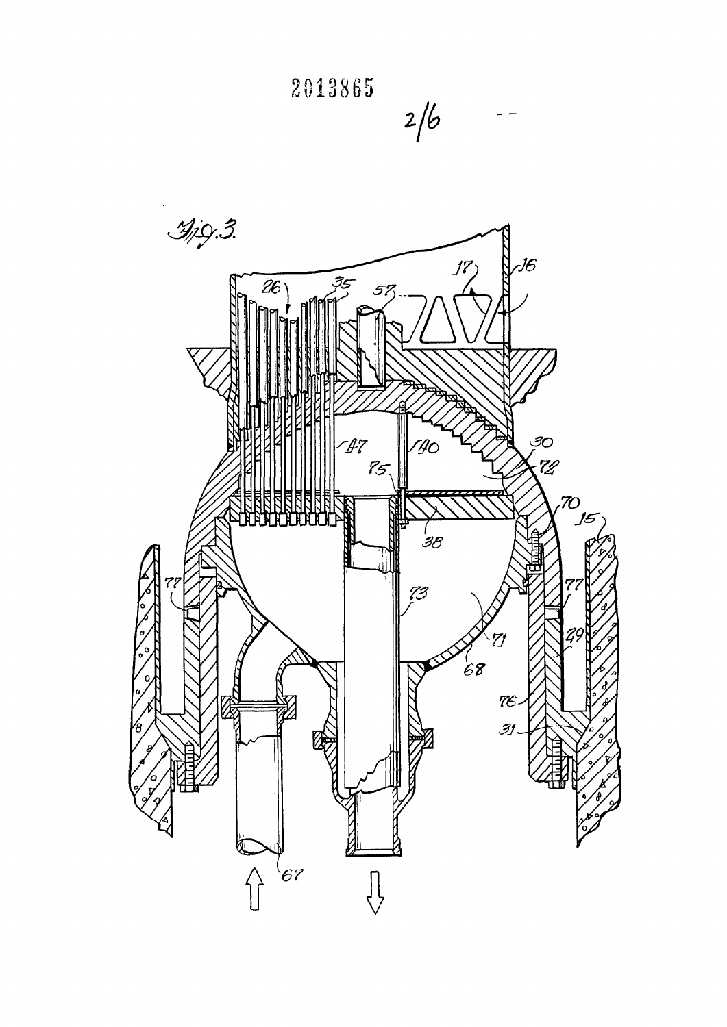2013865

2/6

Fig.3.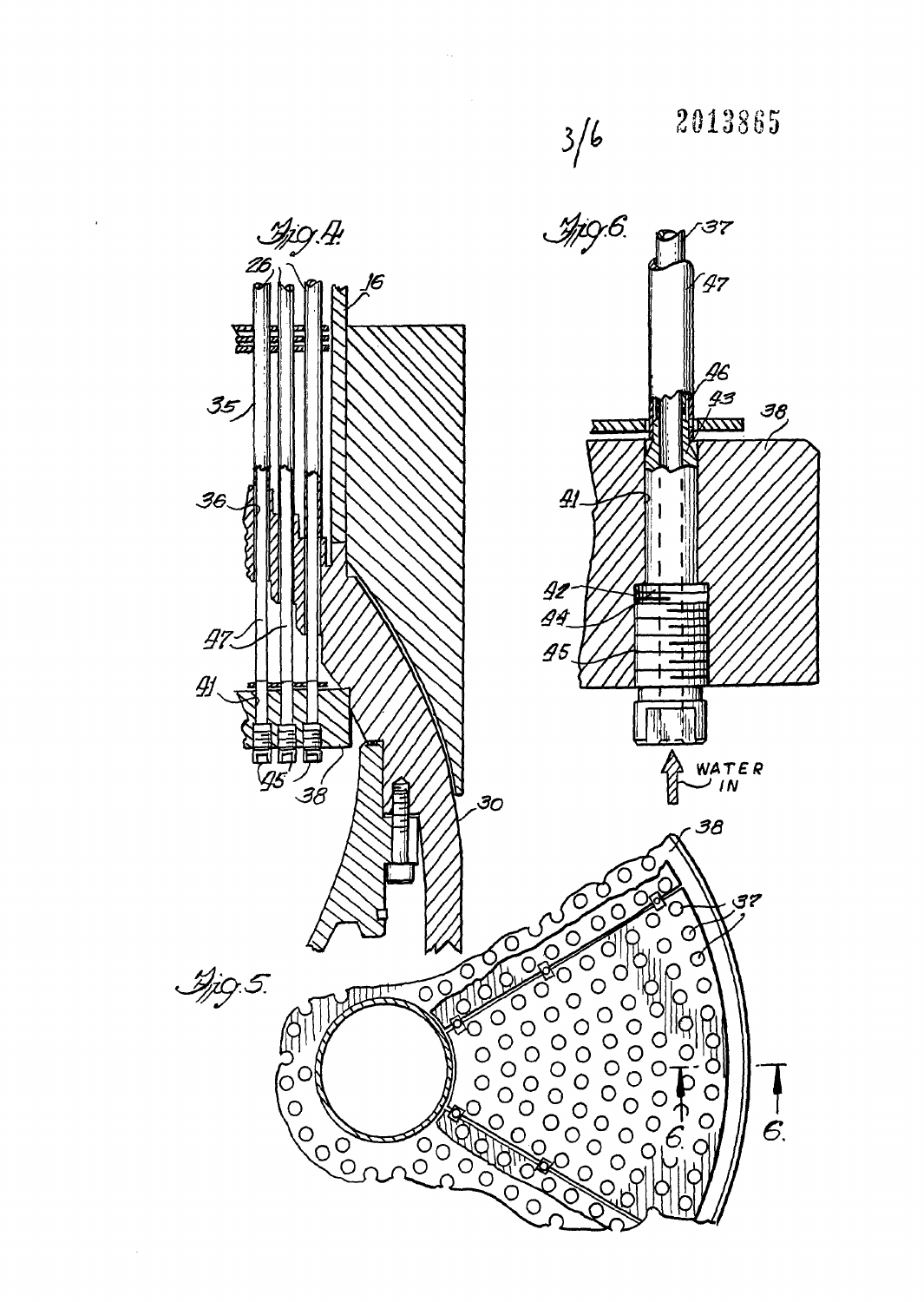Fig. 4.

Fig. 6.

Fig. 5.

WATER IN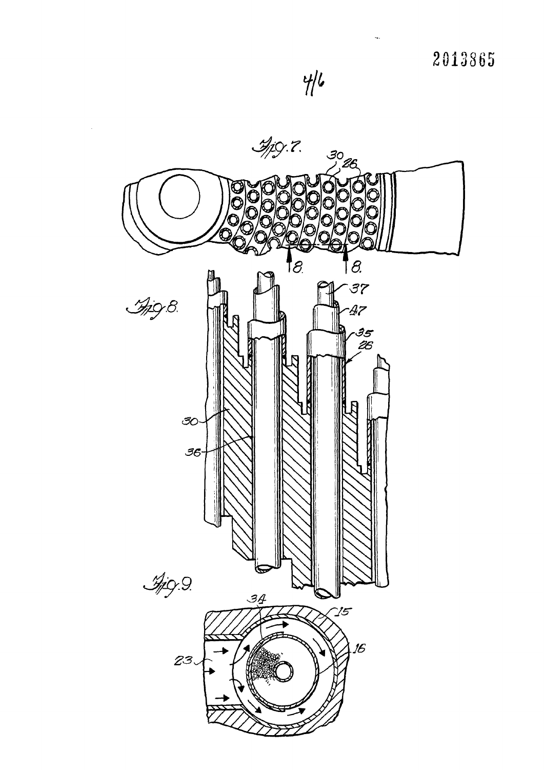Fig. 7.

Fig. 8.

Fig. 9.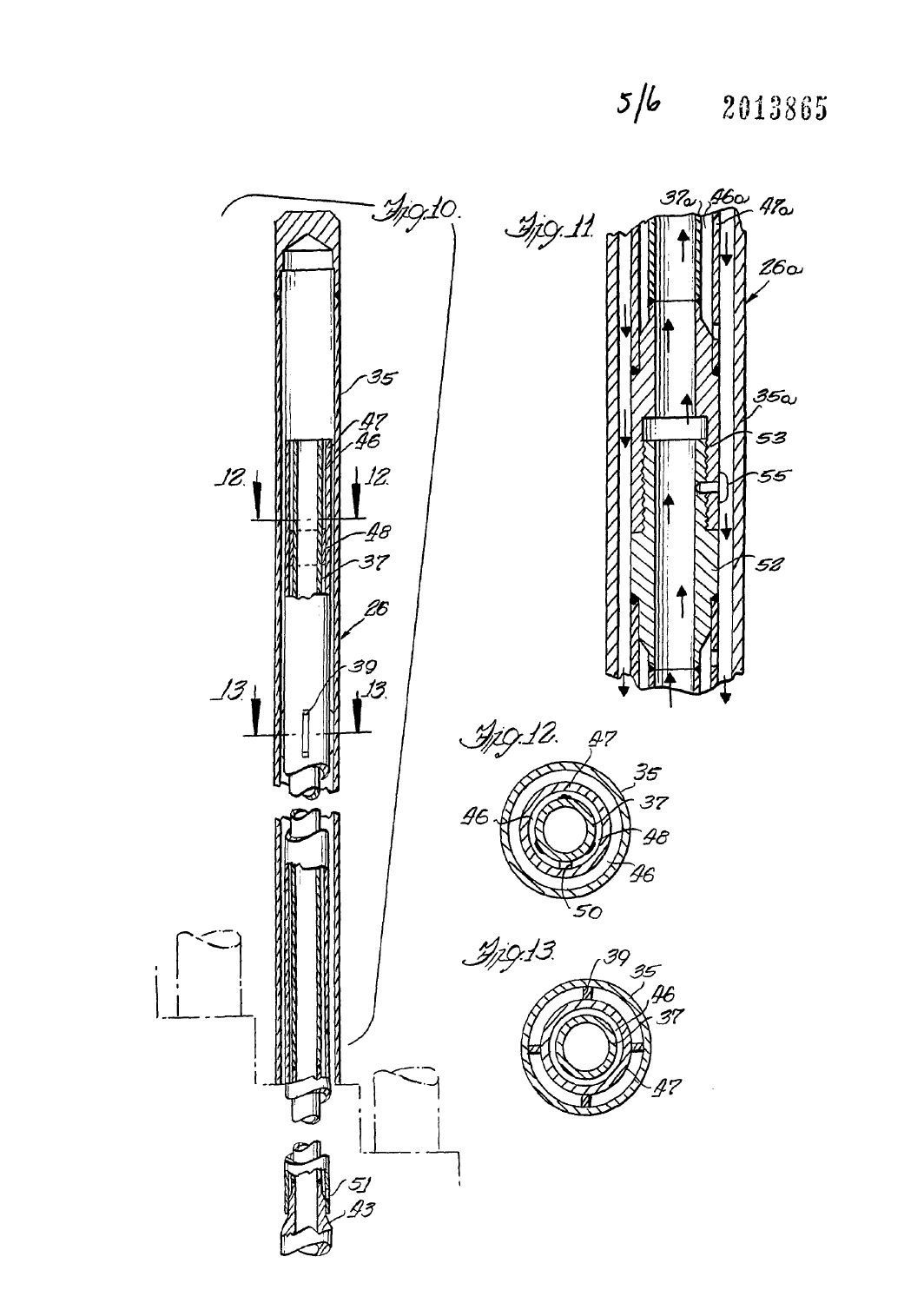Fig. 10.

Fig. 11.

Fig. 12.

Fig. 13.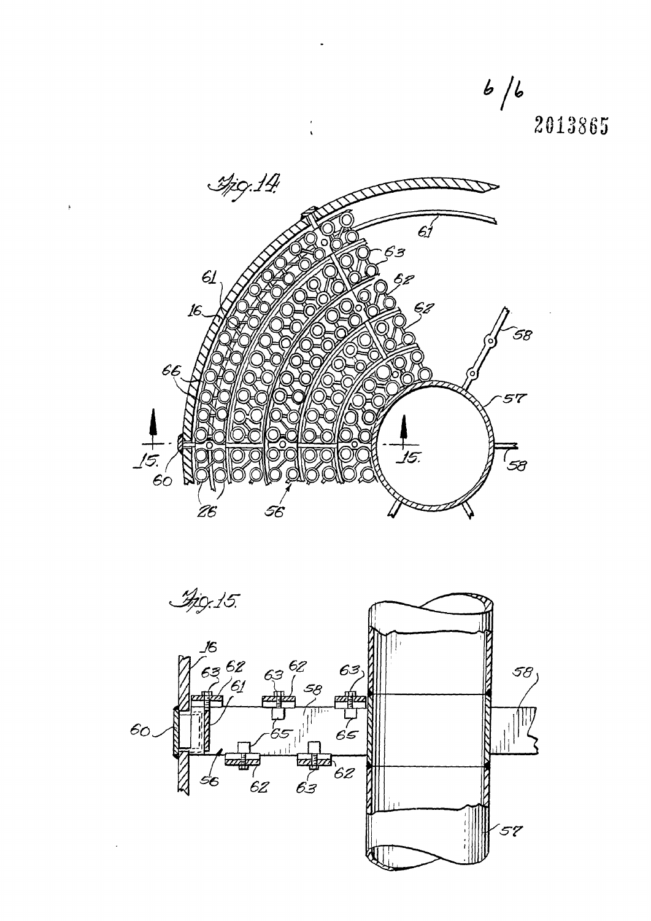6/6

2013865

Fig.14.

Fig.15.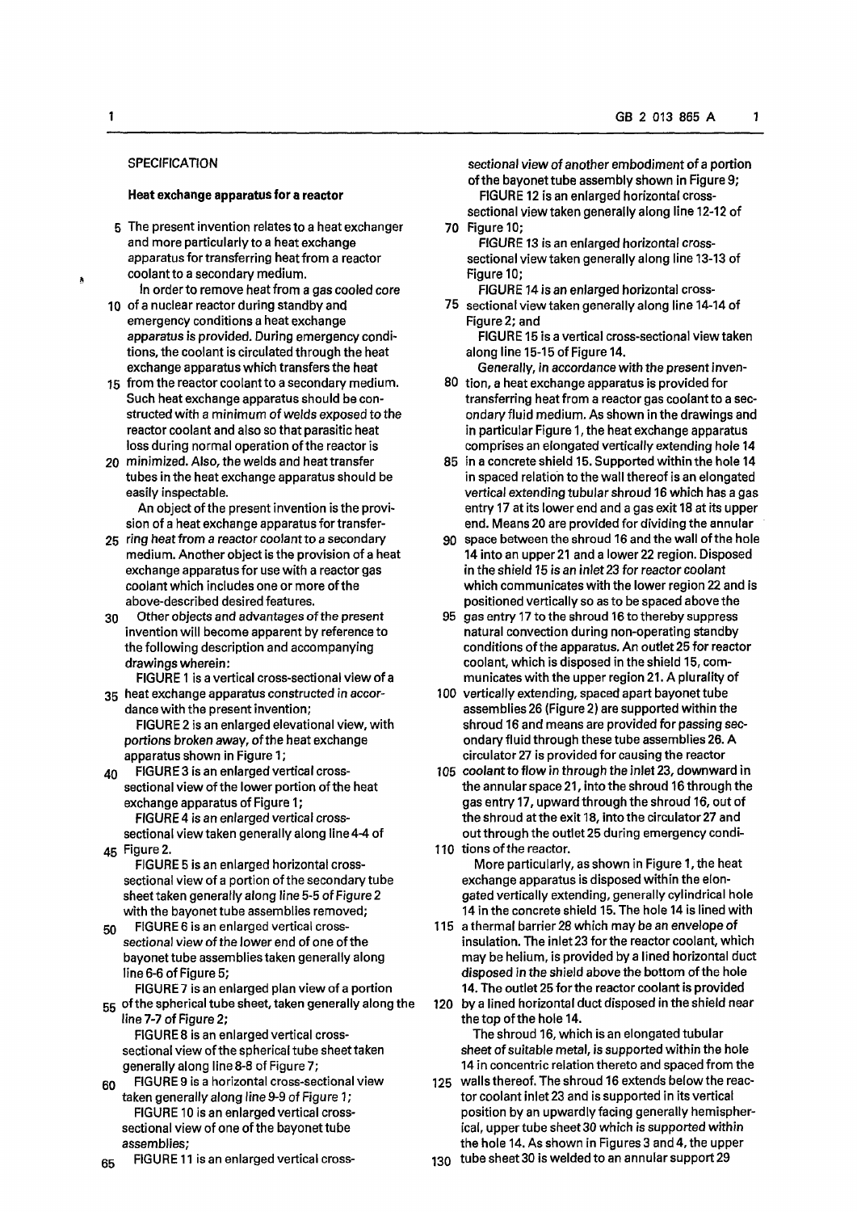## SPECIFICATION

### Heat exchange apparatus for a reactor

The present invention relates to a heat exchanger and more particularly to a heat exchange apparatus for transferring heat from a reactor coolant to a secondary medium.

In order to remove heat from a gas cooled core of a nuclear reactor during standby and emergency conditions a heat exchange apparatus is provided. During emergency conditions, the coolant is circulated through the heat exchange apparatus which transfers the heat from the reactor coolant to a secondary medium. Such heat exchange apparatus should be constructed with a minimum of welds exposed to the reactor coolant and also so that parasitic heat loss during normal operation of the reactor is minimized. Also, the welds and heat transfer tubes in the heat exchange apparatus should be easily inspectable.

An object of the present invention is the provision of a heat exchange apparatus for transferring heat from a reactor coolant to a secondary medium. Another object is the provision of a heat exchange apparatus for use with a reactor gas coolant which includes one or more of the above-described desired features.

Other objects and advantages of the present invention will become apparent by reference to the following description and accompanying drawings wherein:

FIGURE 1 is a vertical cross-sectional view of a heat exchange apparatus constructed in accordance with the present invention;

FIGURE 2 is an enlarged elevational view, with portions broken away, of the heat exchange apparatus shown in Figure 1;

FIGURE 3 is an enlarged vertical cross-sectional view of the lower portion of the heat exchange apparatus of Figure 1;

FIGURE 4 is an enlarged vertical cross-sectional view taken generally along line 4-4 of Figure 2.

FIGURE 5 is an enlarged horizontal cross-sectional view of a portion of the secondary tube sheet taken generally along line 5-5 of Figure 2 with the bayonet tube assemblies removed;

FIGURE 6 is an enlarged vertical cross-sectional view of the lower end of one of the bayonet tube assemblies taken generally along line 6-6 of Figure 5;

FIGURE 7 is an enlarged plan view of a portion of the spherical tube sheet, taken generally along the line 7-7 of Figure 2;

FIGURE 8 is an enlarged vertical cross-sectional view of the spherical tube sheet taken generally along line 8-8 of Figure 7;

FIGURE 9 is a horizontal cross-sectional view taken generally along line 9-9 of Figure 1;

FIGURE 10 is an enlarged vertical cross-sectional view of one of the bayonet tube assemblies;

FIGURE 11 is an enlarged vertical cross-sectional view of another embodiment of a portion of the bayonet tube assembly shown in Figure 9;

FIGURE 12 is an enlarged horizontal cross-sectional view taken generally along line 12-12 of Figure 10;

FIGURE 13 is an enlarged horizontal cross-sectional view taken generally along line 13-13 of Figure 10;

FIGURE 14 is an enlarged horizontal cross-sectional view taken generally along line 14-14 of Figure 2; and

FIGURE 15 is a vertical cross-sectional view taken along line 15-15 of Figure 14.

Generally, in accordance with the present invention, a heat exchange apparatus is provided for transferring heat from a reactor gas coolant to a secondary fluid medium. As shown in the drawings and in particular Figure 1, the heat exchange apparatus comprises an elongated vertically extending hole 14 in a concrete shield 15. Supported within the hole 14 in spaced relation to the wall thereof is an elongated vertical extending tubular shroud 16 which has a gas entry 17 at its lower end and a gas exit 18 at its upper end. Means 20 are provided for dividing the annular space between the shroud 16 and the wall of the hole 14 into an upper 21 and a lower 22 region. Disposed in the shield 15 is an inlet 23 for reactor coolant which communicates with the lower region 22 and is positioned vertically so as to be spaced above the gas entry 17 to the shroud 16 to thereby suppress natural convection during non-operating standby conditions of the apparatus. An outlet 25 for reactor coolant, which is disposed in the shield 15, communicates with the upper region 21. A plurality of vertically extending, spaced apart bayonet tube assemblies 26 (Figure 2) are supported within the shroud 16 and means are provided for passing secondary fluid through these tube assemblies 26. A circulator 27 is provided for causing the reactor coolant to flow in through the inlet 23, downward in the annular space 21, into the shroud 16 through the gas entry 17, upward through the shroud 16, out of the shroud at the exit 18, into the circulator 27 and out through the outlet 25 during emergency conditions of the reactor.

More particularly, as shown in Figure 1, the heat exchange apparatus is disposed within the elongated vertically extending, generally cylindrical hole 14 in the concrete shield 15. The hole 14 is lined with a thermal barrier 28 which may be an envelope of insulation. The inlet 23 for the reactor coolant, which may be helium, is provided by a lined horizontal duct disposed in the shield above the bottom of the hole 14. The outlet 25 for the reactor coolant is provided by a lined horizontal duct disposed in the shield near the top of the hole 14.

The shroud 16, which is an elongated tubular sheet of suitable metal, is supported within the hole 14 in concentric relation thereto and spaced from the walls thereof. The shroud 16 extends below the reactor coolant inlet 23 and is supported in its vertical position by an upwardly facing generally hemispherical, upper tube sheet 30 which is supported within the hole 14. As shown in Figures 3 and 4, the upper tube sheet 30 is welded to an annular support 29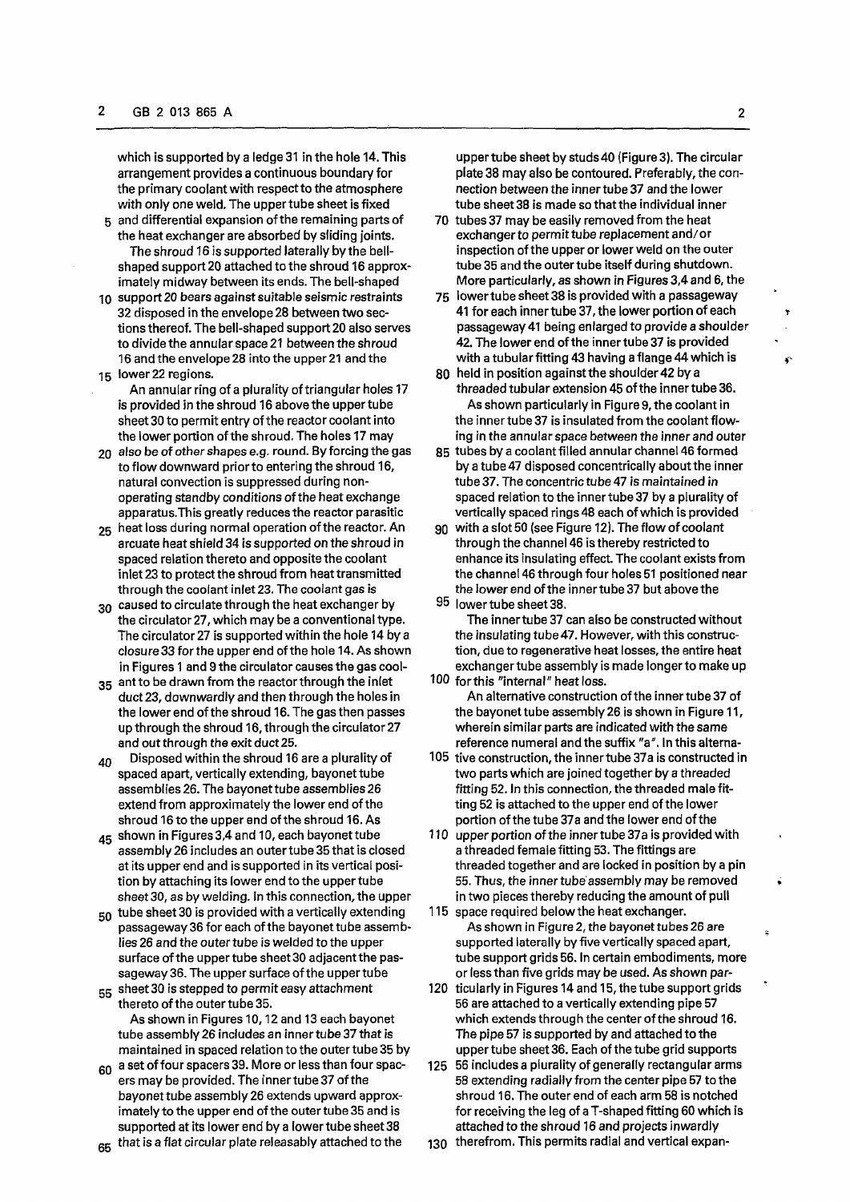which is supported by a ledge 31 in the hole 14. This arrangement provides a continuous boundary for the primary coolant with respect to the atmosphere with only one weld. The upper tube sheet is fixed and differential expansion of the remaining parts of the heat exchanger are absorbed by sliding joints.

The shroud 16 is supported laterally by the bell-shaped support 20 attached to the shroud 16 approximately midway between its ends. The bell-shaped support 20 bears against suitable seismic restraints 32 disposed in the envelope 28 between two sections thereof. The bell-shaped support 20 also serves to divide the annular space 21 between the shroud 16 and the envelope 28 into the upper 21 and the lower 22 regions.

An annular ring of a plurality of triangular holes 17 is provided in the shroud 16 above the upper tube sheet 30 to permit entry of the reactor coolant into the lower portion of the shroud. The holes 17 may also be of other shapes e.g. round. By forcing the gas to flow downward prior to entering the shroud 16, natural convection is suppressed during non-operating standby conditions of the heat exchange apparatus. This greatly reduces the reactor parasitic heat loss during normal operation of the reactor. An arcuate heat shield 34 is supported on the shroud in spaced relation thereto and opposite the coolant inlet 23 to protect the shroud from heat transmitted through the coolant inlet 23. The coolant gas is caused to circulate through the heat exchanger by the circulator 27, which may be a conventional type. The circulator 27 is supported within the hole 14 by a closure 33 for the upper end of the hole 14. As shown in Figures 1 and 9 the circulator causes the gas coolant to be drawn from the reactor through the inlet duct 23, downwardly and then through the holes in the lower end of the shroud 16. The gas then passes up through the shroud 16, through the circulator 27 and out through the exit duct 25.

Disposed within the shroud 16 are a plurality of spaced apart, vertically extending, bayonet tube assemblies 26. The bayonet tube assemblies 26 extend from approximately the lower end of the shroud 16 to the upper end of the shroud 16. As shown in Figures 3,4 and 10, each bayonet tube assembly 26 includes an outer tube 35 that is closed at its upper end and is supported in its vertical position by attaching its lower end to the upper tube sheet 30, as by welding. In this connection, the upper tube sheet 30 is provided with a vertically extending passageway 36 for each of the bayonet tube assemblies 26 and the outer tube is welded to the upper surface of the upper tube sheet 30 adjacent the passageway 36. The upper surface of the upper tube sheet 30 is stepped to permit easy attachment thereto of the outer tube 35.

As shown in Figures 10, 12 and 13 each bayonet tube assembly 26 includes an inner tube 37 that is maintained in spaced relation to the outer tube 35 by a set of four spacers 39. More or less than four spacers may be provided. The inner tube 37 of the bayonet tube assembly 26 extends upward approximately to the upper end of the outer tube 35 and is supported at its lower end by a lower tube sheet 38 that is a flat circular plate releasably attached to the upper tube sheet by studs 40 (Figure 3). The circular plate 38 may also be contoured. Preferably, the connection between the inner tube 37 and the lower tube sheet 38 is made so that the individual inner tubes 37 may be easily removed from the heat exchanger to permit tube replacement and/or inspection of the upper or lower weld on the outer tube 35 and the outer tube itself during shutdown. More particularly, as shown in Figures 3,4 and 6, the lower tube sheet 38 is provided with a passageway 41 for each inner tube 37, the lower portion of each passageway 41 being enlarged to provide a shoulder 42. The lower end of the inner tube 37 is provided with a tubular fitting 43 having a flange 44 which is held in position against the shoulder 42 by a threaded tubular extension 45 of the inner tube 36.

As shown particularly in Figure 9, the coolant in the inner tube 37 is insulated from the coolant flowing in the annular space between the inner and outer tubes by a coolant filled annular channel 46 formed by a tube 47 disposed concentrically about the inner tube 37. The concentric tube 47 is maintained in spaced relation to the inner tube 37 by a plurality of vertically spaced rings 48 each of which is provided with a slot 50 (see Figure 12). The flow of coolant through the channel 46 is thereby restricted to enhance its insulating effect. The coolant exists from the channel 46 through four holes 51 positioned near the lower end of the inner tube 37 but above the lower tube sheet 38.

The inner tube 37 can also be constructed without the insulating tube 47. However, with this construction, due to regenerative heat losses, the entire heat exchanger tube assembly is made longer to make up for this "internal" heat loss.

An alternative construction of the inner tube 37 of the bayonet tube assembly 26 is shown in Figure 11, wherein similar parts are indicated with the same reference numeral and the suffix "a". In this alternative construction, the inner tube 37a is constructed in two parts which are joined together by a threaded fitting 52. In this connection, the threaded male fitting 52 is attached to the upper end of the lower portion of the tube 37a and the lower end of the upper portion of the inner tube 37a is provided with a threaded female fitting 53. The fittings are threaded together and are locked in position by a pin 55. Thus, the inner tube assembly may be removed in two pieces thereby reducing the amount of pull space required below the heat exchanger.

As shown in Figure 2, the bayonet tubes 26 are supported laterally by five vertically spaced apart, tube support grids 56. In certain embodiments, more or less than five grids may be used. As shown particularly in Figures 14 and 15, the tube support grids 56 are attached to a vertically extending pipe 57 which extends through the center of the shroud 16. The pipe 57 is supported by and attached to the upper tube sheet 36. Each of the tube grid supports 56 includes a plurality of generally rectangular arms 58 extending radially from the center pipe 57 to the shroud 16. The outer end of each arm 58 is notched for receiving the leg of a T-shaped fitting 60 which is attached to the shroud 16 and projects inwardly therefrom. This permits radial and vertical expan-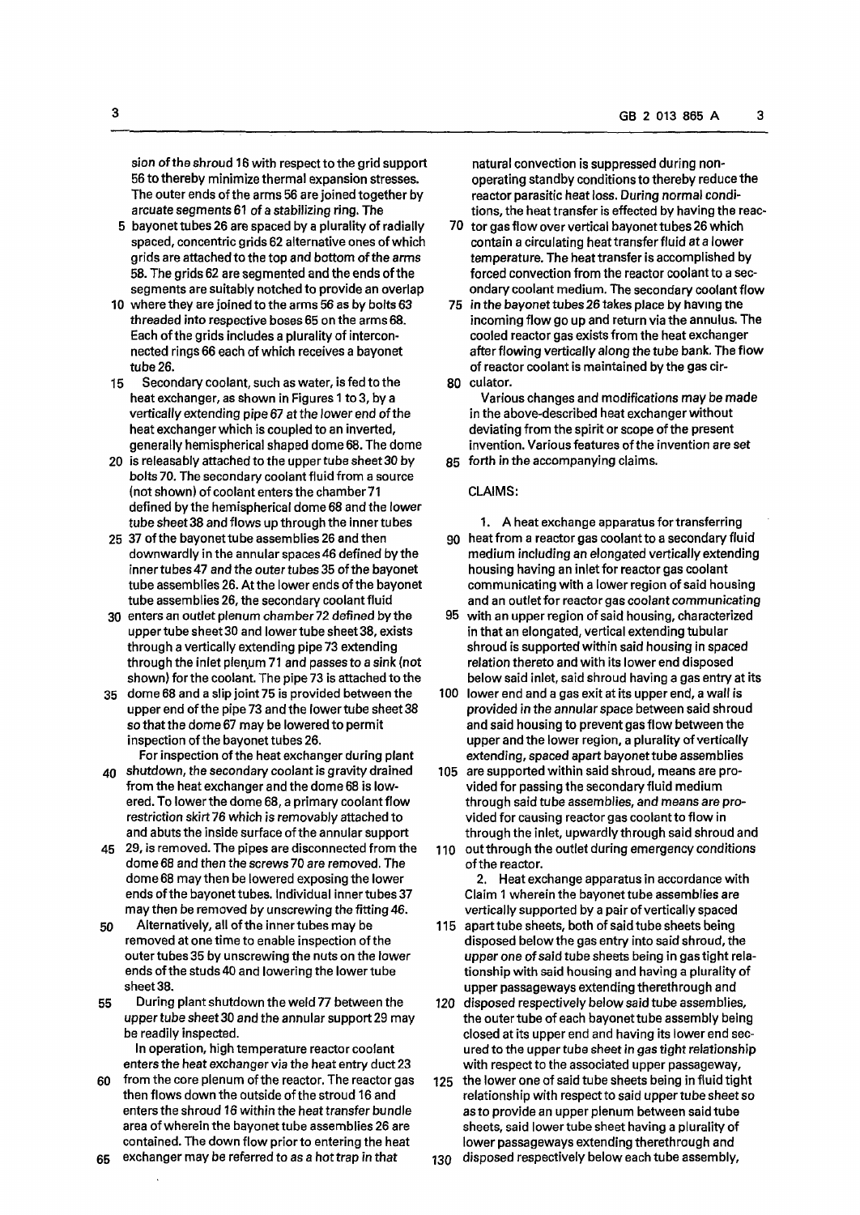sion of the shroud 16 with respect to the grid support 56 to thereby minimize thermal expansion stresses. The outer ends of the arms 56 are joined together by arcuate segments 61 of a stabilizing ring. The bayonet tubes 26 are spaced by a plurality of radially spaced, concentric grids 62 alternative ones of which grids are attached to the top and bottom of the arms 58. The grids 62 are segmented and the ends of the segments are suitably notched to provide an overlap where they are joined to the arms 56 as by bolts 63 threaded into respective boses 65 on the arms 68. Each of the grids includes a plurality of interconnected rings 66 each of which receives a bayonet tube 26.

Secondary coolant, such as water, is fed to the heat exchanger, as shown in Figures 1 to 3, by a vertically extending pipe 67 at the lower end of the heat exchanger which is coupled to an inverted, generally hemispherical shaped dome 68. The dome is releasably attached to the upper tube sheet 30 by bolts 70. The secondary coolant fluid from a source (not shown) of coolant enters the chamber 71 defined by the hemispherical dome 68 and the lower tube sheet 38 and flows up through the inner tubes 37 of the bayonet tube assemblies 26 and then downwardly in the annular spaces 46 defined by the inner tubes 47 and the outer tubes 35 of the bayonet tube assemblies 26. At the lower ends of the bayonet tube assemblies 26, the secondary coolant fluid enters an outlet plenum chamber 72 defined by the upper tube sheet 30 and lower tube sheet 38, exists through a vertically extending pipe 73 extending through the inlet plenum 71 and passes to a sink (not shown) for the coolant. The pipe 73 is attached to the dome 68 and a slip joint 75 is provided between the upper end of the pipe 73 and the lower tube sheet 38 so that the dome 67 may be lowered to permit inspection of the bayonet tubes 26.

For inspection of the heat exchanger during plant shutdown, the secondary coolant is gravity drained from the heat exchanger and the dome 68 is lowered. To lower the dome 68, a primary coolant flow restriction skirt 76 which is removably attached to and abuts the inside surface of the annular support 29, is removed. The pipes are disconnected from the dome 68 and then the screws 70 are removed. The dome 68 may then be lowered exposing the lower ends of the bayonet tubes. Individual inner tubes 37 may then be removed by unscrewing the fitting 46.

Alternatively, all of the inner tubes may be removed at one time to enable inspection of the outer tubes 35 by unscrewing the nuts on the lower ends of the studs 40 and lowering the lower tube sheet 38.

During plant shutdown the weld 77 between the upper tube sheet 30 and the annular support 29 may be readily inspected.

In operation, high temperature reactor coolant enters the heat exchanger via the heat entry duct 23 from the core plenum of the reactor. The reactor gas then flows down the outside of the stroud 16 and enters the shroud 16 within the heat transfer bundle area of wherein the bayonet tube assemblies 26 are contained. The down flow prior to entering the heat exchanger may be referred to as a hot trap in that natural convection is suppressed during non-operating standby conditions to thereby reduce the reactor parasitic heat loss. During normal conditions, the heat transfer is effected by having the reactor gas flow over vertical bayonet tubes 26 which contain a circulating heat transfer fluid at a lower temperature. The heat transfer is accomplished by forced convection from the reactor coolant to a secondary coolant medium. The secondary coolant flow in the bayonet tubes 26 takes place by having the incoming flow go up and return via the annulus. The cooled reactor gas exists from the heat exchanger after flowing vertically along the tube bank. The flow of reactor coolant is maintained by the gas circulator.

Various changes and modifications may be made in the above-described heat exchanger without deviating from the spirit or scope of the present invention. Various features of the invention are set forth in the accompanying claims.

CLAIMS:

1. A heat exchange apparatus for transferring heat from a reactor gas coolant to a secondary fluid medium including an elongated vertically extending housing having an inlet for reactor gas coolant communicating with a lower region of said housing and an outlet for reactor gas coolant communicating with an upper region of said housing, characterized in that an elongated, vertical extending tubular shroud is supported within said housing in spaced relation thereto and with its lower end disposed below said inlet, said shroud having a gas entry at its lower end and a gas exit at its upper end, a wall is provided in the annular space between said shroud and said housing to prevent gas flow between the upper and the lower region, a plurality of vertically extending, spaced apart bayonet tube assemblies are supported within said shroud, means are provided for passing the secondary fluid medium through said tube assemblies, and means are provided for causing reactor gas coolant to flow in through the inlet, upwardly through said shroud and out through the outlet during emergency conditions of the reactor.

2. Heat exchange apparatus in accordance with Claim 1 wherein the bayonet tube assemblies are vertically supported by a pair of vertically spaced apart tube sheets, both of said tube sheets being disposed below the gas entry into said shroud, the upper one of said tube sheets being in gas tight relationship with said housing and having a plurality of upper passageways extending therethrough and disposed respectively below said tube assemblies, the outer tube of each bayonet tube assembly being closed at its upper end and having its lower end secured to the upper tube sheet in gas tight relationship with respect to the associated upper passageway, the lower one of said tube sheets being in fluid tight relationship with respect to said upper tube sheet so as to provide an upper plenum between said tube sheets, said lower tube sheet having a plurality of lower passageways extending therethrough and disposed respectively below each tube assembly,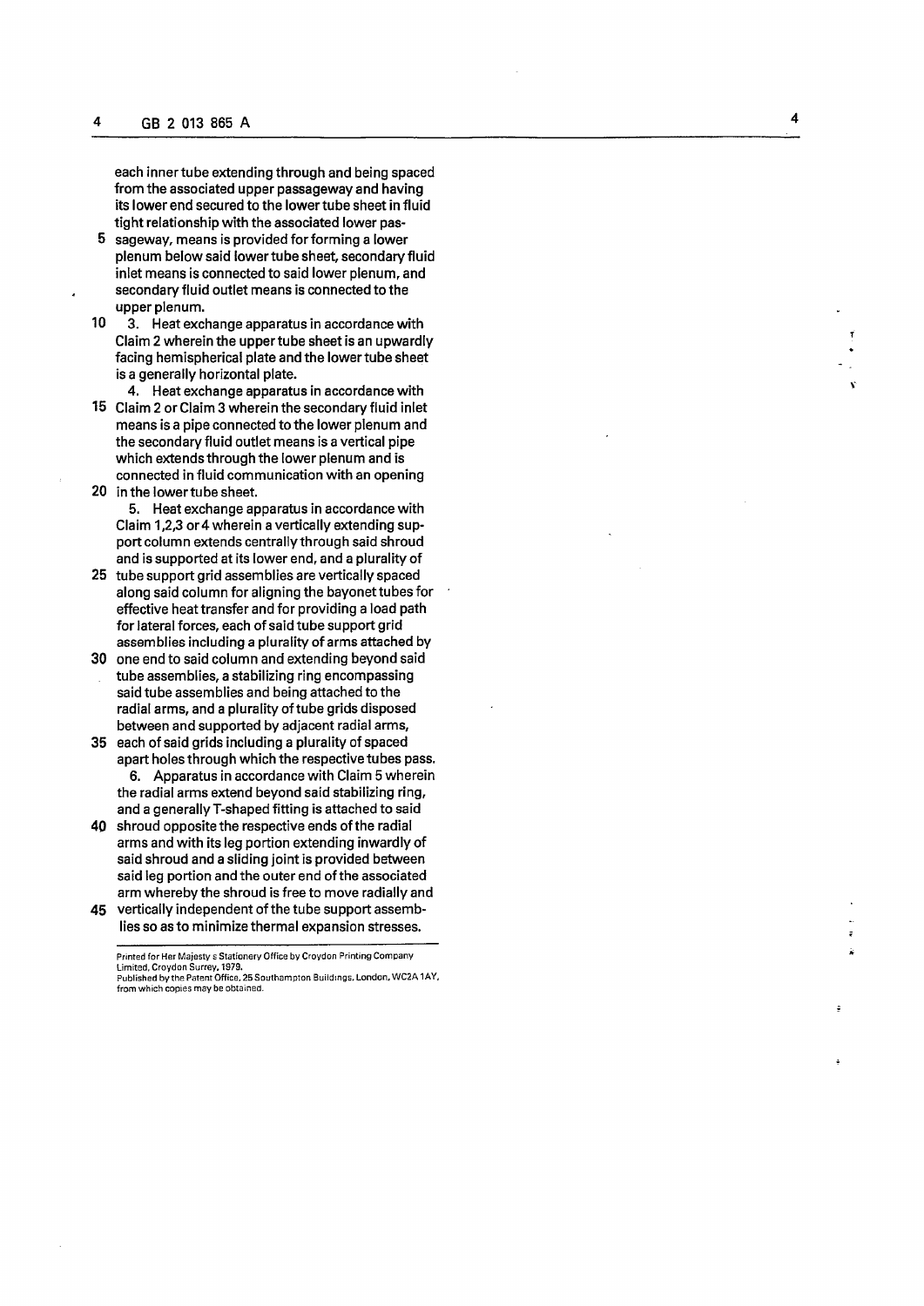each inner tube extending through and being spaced from the associated upper passageway and having its lower end secured to the lower tube sheet in fluid tight relationship with the associated lower passageway, means is provided for forming a lower plenum below said lower tube sheet, secondary fluid inlet means is connected to said lower plenum, and secondary fluid outlet means is connected to the upper plenum.

3. Heat exchange apparatus in accordance with Claim 2 wherein the upper tube sheet is an upwardly facing hemispherical plate and the lower tube sheet is a generally horizontal plate.

4. Heat exchange apparatus in accordance with Claim 2 or Claim 3 wherein the secondary fluid inlet means is a pipe connected to the lower plenum and the secondary fluid outlet means is a vertical pipe which extends through the lower plenum and is connected in fluid communication with an opening in the lower tube sheet.

5. Heat exchange apparatus in accordance with Claim 1,2,3 or 4 wherein a vertically extending support column extends centrally through said shroud and is supported at its lower end, and a plurality of tube support grid assemblies are vertically spaced along said column for aligning the bayonet tubes for effective heat transfer and for providing a load path for lateral forces, each of said tube support grid assemblies including a plurality of arms attached by one end to said column and extending beyond said tube assemblies, a stabilizing ring encompassing said tube assemblies and being attached to the radial arms, and a plurality of tube grids disposed between and supported by adjacent radial arms, each of said grids including a plurality of spaced apart holes through which the respective tubes pass.

6. Apparatus in accordance with Claim 5 wherein the radial arms extend beyond said stabilizing ring, and a generally T-shaped fitting is attached to said shroud opposite the respective ends of the radial arms and with its leg portion extending inwardly of said shroud and a sliding joint is provided between said leg portion and the outer end of the associated arm whereby the shroud is free to move radially and vertically independent of the tube support assemblies so as to minimize thermal expansion stresses.

Printed for Her Majesty's Stationery Office by Croydon Printing Company Limited, Croydon Surrey, 1979.
Published by the Patent Office, 25 Southampton Buildings, London, WC2A 1AY, from which copies may be obtained.